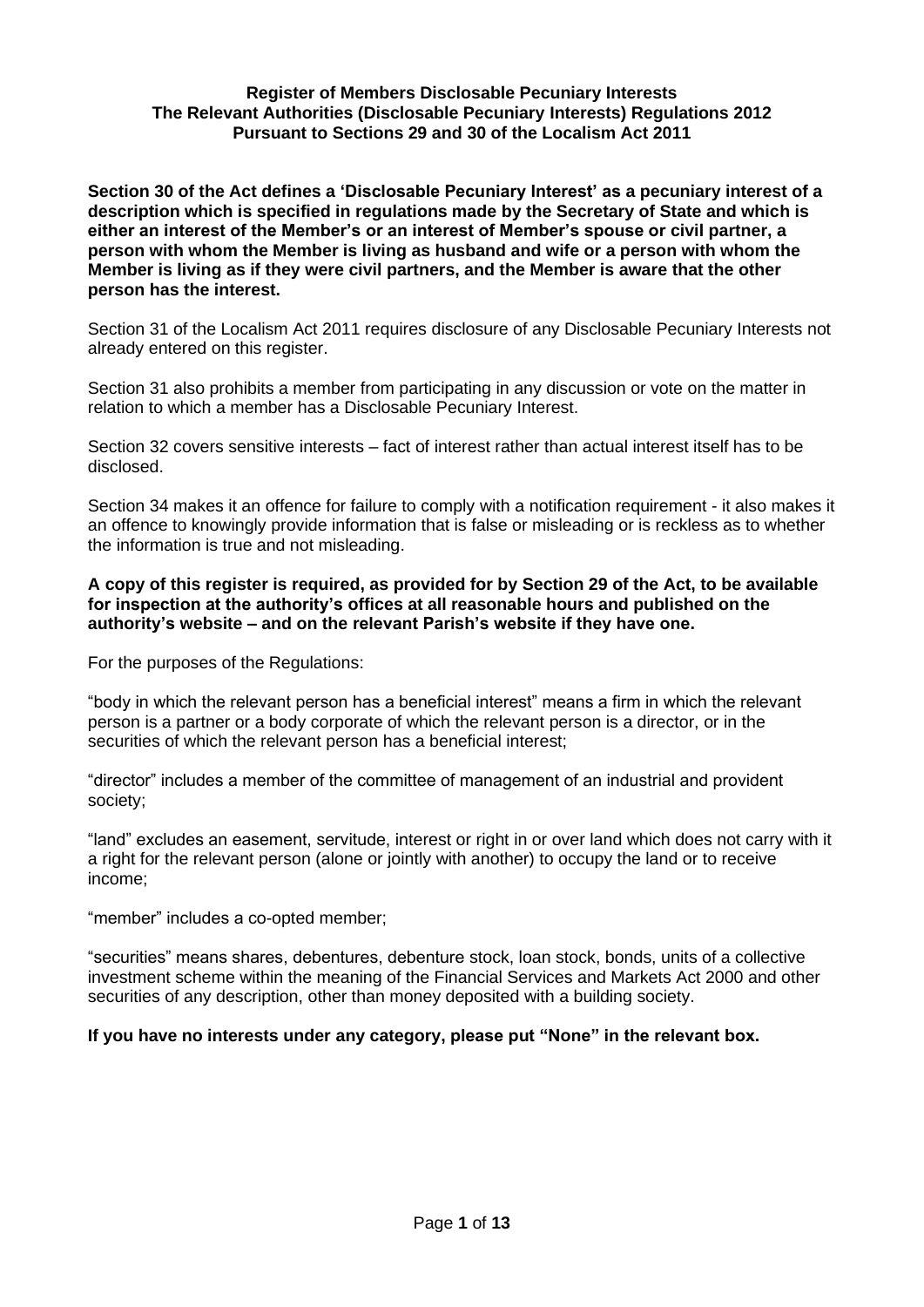**Register of Members Disclosable Pecuniary Interests**
**The Relevant Authorities (Disclosable Pecuniary Interests) Regulations 2012**
**Pursuant to Sections 29 and 30 of the Localism Act 2011**

**Section 30 of the Act defines a 'Disclosable Pecuniary Interest' as a pecuniary interest of a description which is specified in regulations made by the Secretary of State and which is either an interest of the Member's or an interest of Member's spouse or civil partner, a person with whom the Member is living as husband and wife or a person with whom the Member is living as if they were civil partners, and the Member is aware that the other person has the interest.**

Section 31 of the Localism Act 2011 requires disclosure of any Disclosable Pecuniary Interests not already entered on this register.

Section 31 also prohibits a member from participating in any discussion or vote on the matter in relation to which a member has a Disclosable Pecuniary Interest.

Section 32 covers sensitive interests – fact of interest rather than actual interest itself has to be disclosed.

Section 34 makes it an offence for failure to comply with a notification requirement - it also makes it an offence to knowingly provide information that is false or misleading or is reckless as to whether the information is true and not misleading.

**A copy of this register is required, as provided for by Section 29 of the Act, to be available for inspection at the authority's offices at all reasonable hours and published on the authority's website – and on the relevant Parish's website if they have one.**

For the purposes of the Regulations:

"body in which the relevant person has a beneficial interest" means a firm in which the relevant person is a partner or a body corporate of which the relevant person is a director, or in the securities of which the relevant person has a beneficial interest;

"director" includes a member of the committee of management of an industrial and provident society;

"land" excludes an easement, servitude, interest or right in or over land which does not carry with it a right for the relevant person (alone or jointly with another) to occupy the land or to receive income;

"member" includes a co-opted member;

"securities" means shares, debentures, debenture stock, loan stock, bonds, units of a collective investment scheme within the meaning of the Financial Services and Markets Act 2000 and other securities of any description, other than money deposited with a building society.

**If you have no interests under any category, please put "None" in the relevant box.**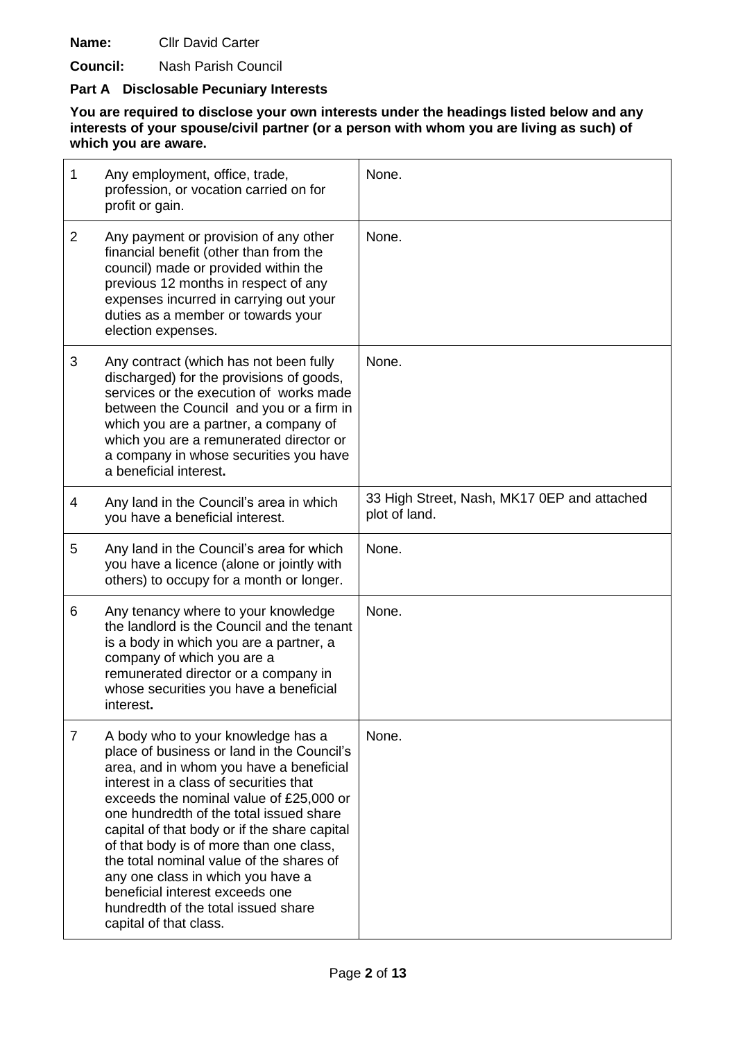**Name:** Cllr David Carter

**Council:** Nash Parish Council

**Part A Disclosable Pecuniary Interests**

**You are required to disclose your own interests under the headings listed below and any interests of your spouse/civil partner (or a person with whom you are living as such) of which you are aware.**

| | | |
|---|---|---|
| 1 | Any employment, office, trade, profession, or vocation carried on for profit or gain. | None. |
| 2 | Any payment or provision of any other financial benefit (other than from the council) made or provided within the previous 12 months in respect of any expenses incurred in carrying out your duties as a member or towards your election expenses. | None. |
| 3 | Any contract (which has not been fully discharged) for the provisions of goods, services or the execution of works made between the Council and you or a firm in which you are a partner, a company of which you are a remunerated director or a company in whose securities you have a beneficial interest**.** | None. |
| 4 | Any land in the Council's area in which you have a beneficial interest. | 33 High Street, Nash, MK17 0EP and attached plot of land. |
| 5 | Any land in the Council's area for which you have a licence (alone or jointly with others) to occupy for a month or longer. | None. |
| 6 | Any tenancy where to your knowledge the landlord is the Council and the tenant is a body in which you are a partner, a company of which you are a remunerated director or a company in whose securities you have a beneficial interest**.** | None. |
| 7 | A body who to your knowledge has a place of business or land in the Council's area, and in whom you have a beneficial interest in a class of securities that exceeds the nominal value of £25,000 or one hundredth of the total issued share capital of that body or if the share capital of that body is of more than one class, the total nominal value of the shares of any one class in which you have a beneficial interest exceeds one hundredth of the total issued share capital of that class. | None. |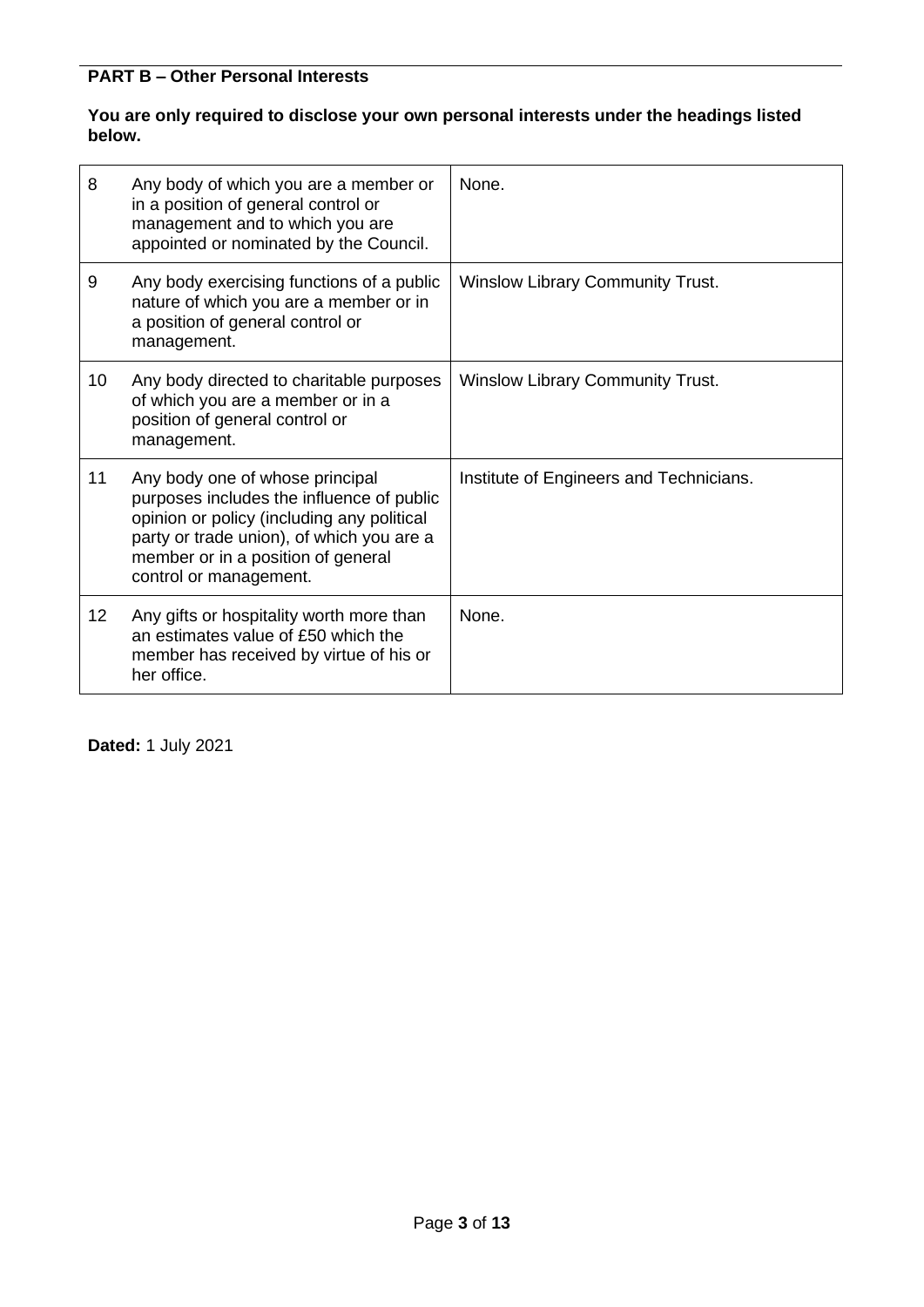**PART B – Other Personal Interests**

**You are only required to disclose your own personal interests under the headings listed below.**

| | | |
|---|---|---|
| 8 | Any body of which you are a member or in a position of general control or management and to which you are appointed or nominated by the Council. | None. |
| 9 | Any body exercising functions of a public nature of which you are a member or in a position of general control or management. | Winslow Library Community Trust. |
| 10 | Any body directed to charitable purposes of which you are a member or in a position of general control or management. | Winslow Library Community Trust. |
| 11 | Any body one of whose principal purposes includes the influence of public opinion or policy (including any political party or trade union), of which you are a member or in a position of general control or management. | Institute of Engineers and Technicians. |
| 12 | Any gifts or hospitality worth more than an estimates value of £50 which the member has received by virtue of his or her office. | None. |

**Dated:** 1 July 2021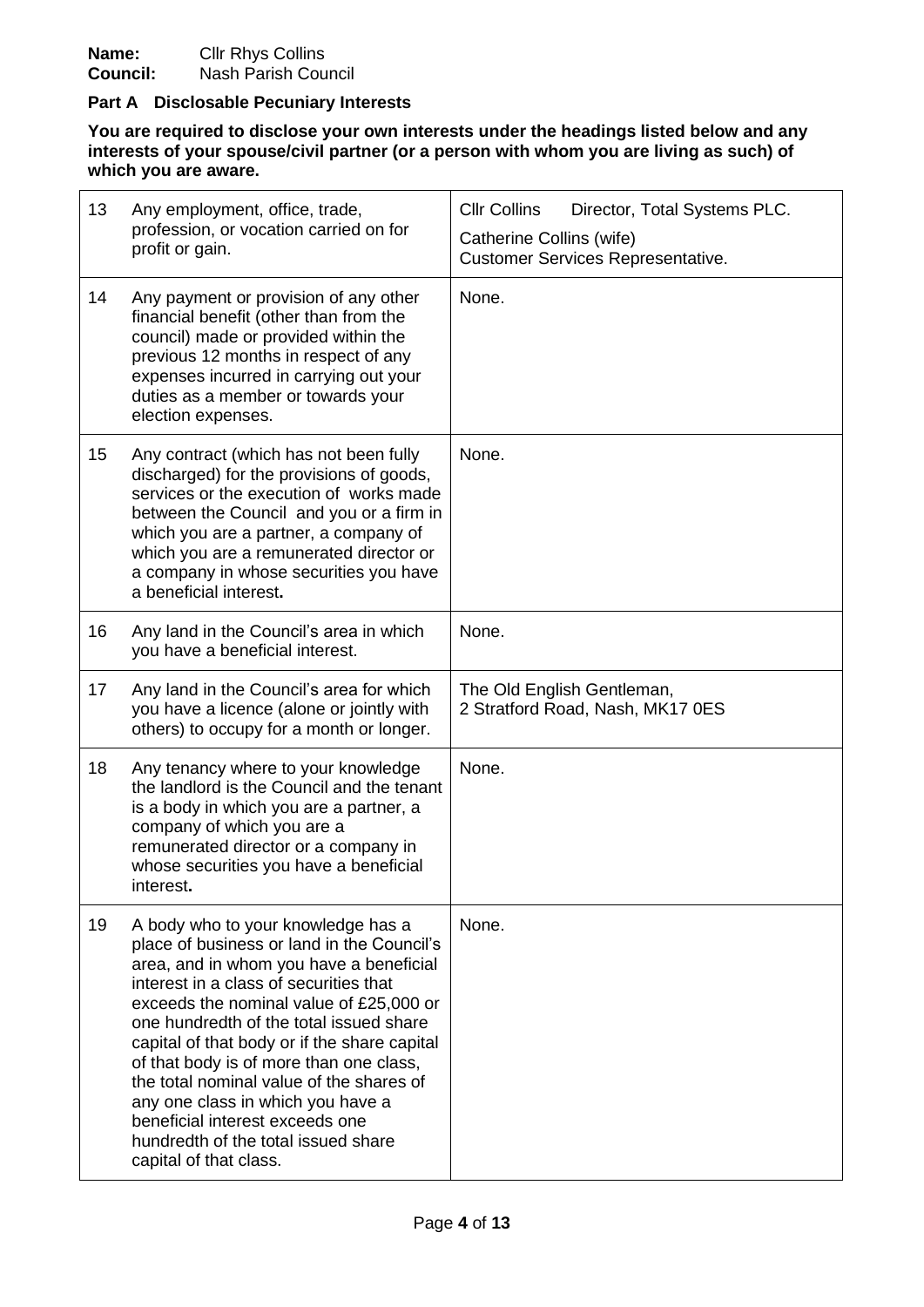**Name:** Cllr Rhys Collins
**Council:** Nash Parish Council

### Part A Disclosable Pecuniary Interests

**You are required to disclose your own interests under the headings listed below and any interests of your spouse/civil partner (or a person with whom you are living as such) of which you are aware.**

| | | |
|---|---|---|
| 13 | Any employment, office, trade, profession, or vocation carried on for profit or gain. | Cllr Collins Director, Total Systems PLC.<br>Catherine Collins (wife)<br>Customer Services Representative. |
| 14 | Any payment or provision of any other financial benefit (other than from the council) made or provided within the previous 12 months in respect of any expenses incurred in carrying out your duties as a member or towards your election expenses. | None. |
| 15 | Any contract (which has not been fully discharged) for the provisions of goods, services or the execution of works made between the Council and you or a firm in which you are a partner, a company of which you are a remunerated director or a company in whose securities you have a beneficial interest**.** | None. |
| 16 | Any land in the Council's area in which you have a beneficial interest. | None. |
| 17 | Any land in the Council's area for which you have a licence (alone or jointly with others) to occupy for a month or longer. | The Old English Gentleman,<br>2 Stratford Road, Nash, MK17 0ES |
| 18 | Any tenancy where to your knowledge the landlord is the Council and the tenant is a body in which you are a partner, a company of which you are a remunerated director or a company in whose securities you have a beneficial interest**.** | None. |
| 19 | A body who to your knowledge has a place of business or land in the Council's area, and in whom you have a beneficial interest in a class of securities that exceeds the nominal value of £25,000 or one hundredth of the total issued share capital of that body or if the share capital of that body is of more than one class, the total nominal value of the shares of any one class in which you have a beneficial interest exceeds one hundredth of the total issued share capital of that class. | None. |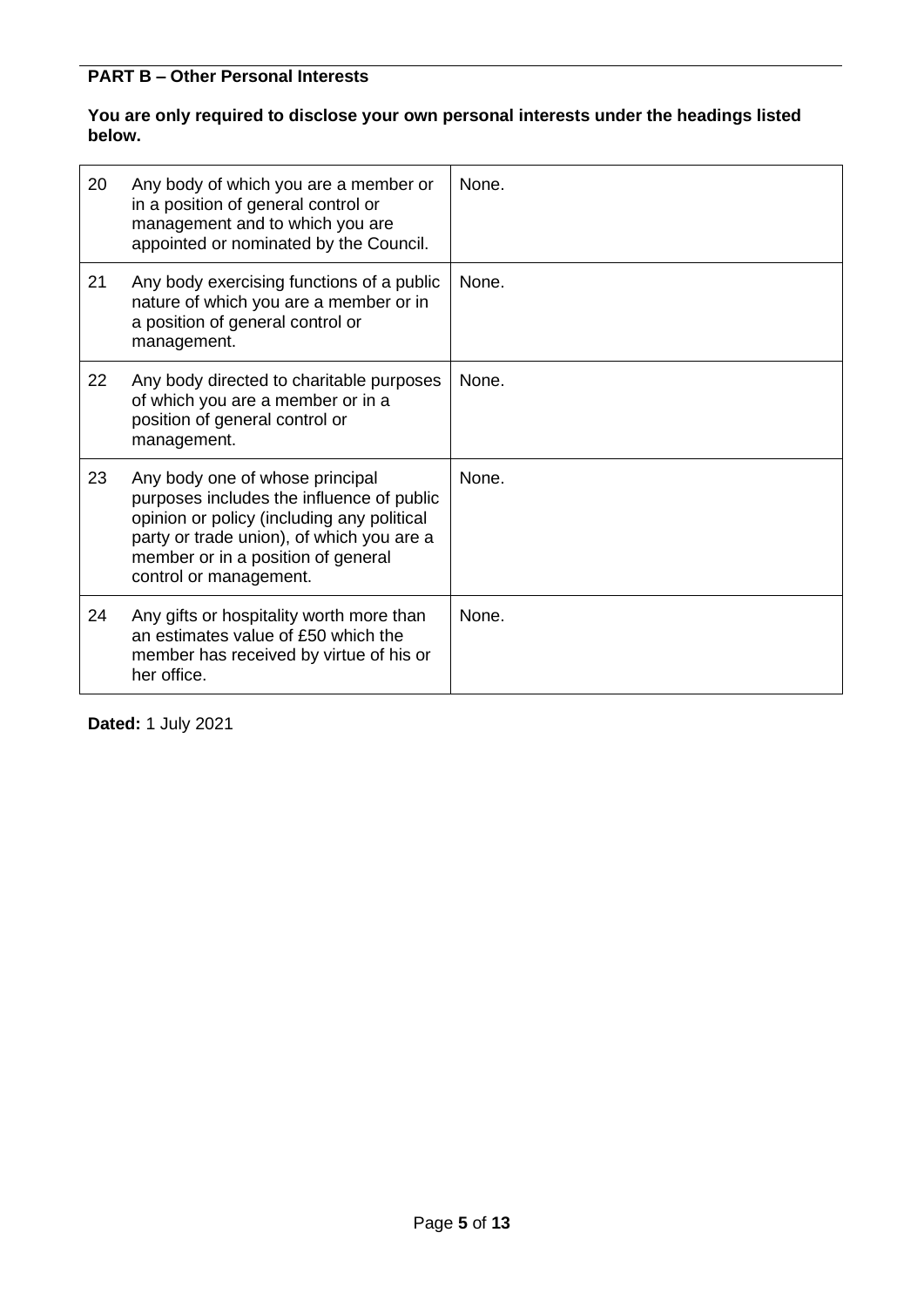**PART B – Other Personal Interests**

**You are only required to disclose your own personal interests under the headings listed below.**

| | | |
|---|---|---|
| 20 | Any body of which you are a member or in a position of general control or management and to which you are appointed or nominated by the Council. | None. |
| 21 | Any body exercising functions of a public nature of which you are a member or in a position of general control or management. | None. |
| 22 | Any body directed to charitable purposes of which you are a member or in a position of general control or management. | None. |
| 23 | Any body one of whose principal purposes includes the influence of public opinion or policy (including any political party or trade union), of which you are a member or in a position of general control or management. | None. |
| 24 | Any gifts or hospitality worth more than an estimates value of £50 which the member has received by virtue of his or her office. | None. |

**Dated:** 1 July 2021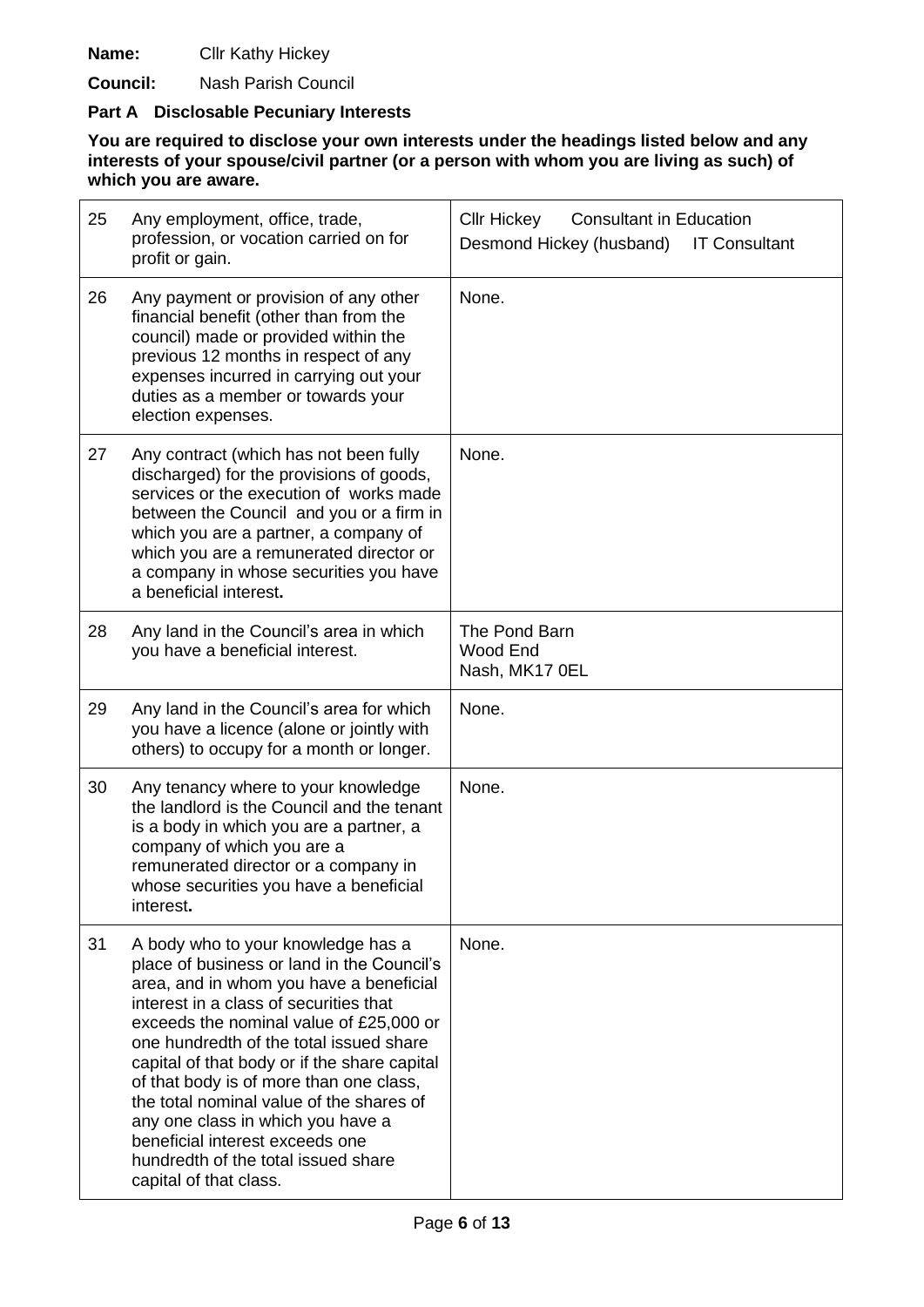**Name:** Cllr Kathy Hickey

**Council:** Nash Parish Council

**Part A Disclosable Pecuniary Interests**

**You are required to disclose your own interests under the headings listed below and any interests of your spouse/civil partner (or a person with whom you are living as such) of which you are aware.**

| | | |
|---|---|---|
| 25 | Any employment, office, trade, profession, or vocation carried on for profit or gain. | Cllr Hickey Consultant in Education<br>Desmond Hickey (husband) IT Consultant |
| 26 | Any payment or provision of any other financial benefit (other than from the council) made or provided within the previous 12 months in respect of any expenses incurred in carrying out your duties as a member or towards your election expenses. | None. |
| 27 | Any contract (which has not been fully discharged) for the provisions of goods, services or the execution of works made between the Council and you or a firm in which you are a partner, a company of which you are a remunerated director or a company in whose securities you have a beneficial interest**.** | None. |
| 28 | Any land in the Council's area in which you have a beneficial interest. | The Pond Barn<br>Wood End<br>Nash, MK17 0EL |
| 29 | Any land in the Council's area for which you have a licence (alone or jointly with others) to occupy for a month or longer. | None. |
| 30 | Any tenancy where to your knowledge the landlord is the Council and the tenant is a body in which you are a partner, a company of which you are a remunerated director or a company in whose securities you have a beneficial interest**.** | None. |
| 31 | A body who to your knowledge has a place of business or land in the Council's area, and in whom you have a beneficial interest in a class of securities that exceeds the nominal value of £25,000 or one hundredth of the total issued share capital of that body or if the share capital of that body is of more than one class, the total nominal value of the shares of any one class in which you have a beneficial interest exceeds one hundredth of the total issued share capital of that class. | None. |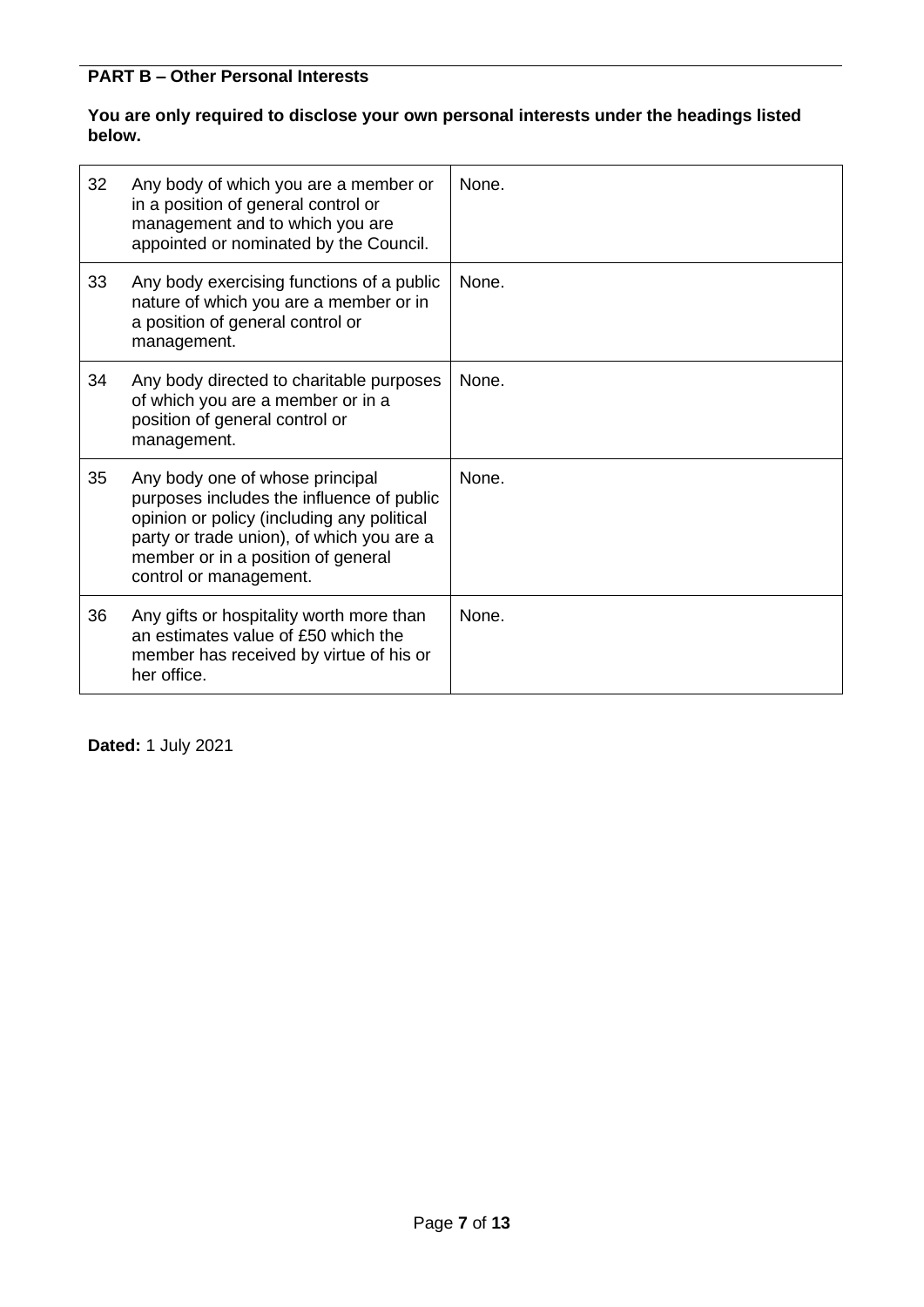**PART B – Other Personal Interests**

**You are only required to disclose your own personal interests under the headings listed below.**

| | | |
|---|---|---|
| 32 | Any body of which you are a member or in a position of general control or management and to which you are appointed or nominated by the Council. | None. |
| 33 | Any body exercising functions of a public nature of which you are a member or in a position of general control or management. | None. |
| 34 | Any body directed to charitable purposes of which you are a member or in a position of general control or management. | None. |
| 35 | Any body one of whose principal purposes includes the influence of public opinion or policy (including any political party or trade union), of which you are a member or in a position of general control or management. | None. |
| 36 | Any gifts or hospitality worth more than an estimates value of £50 which the member has received by virtue of his or her office. | None. |

**Dated:** 1 July 2021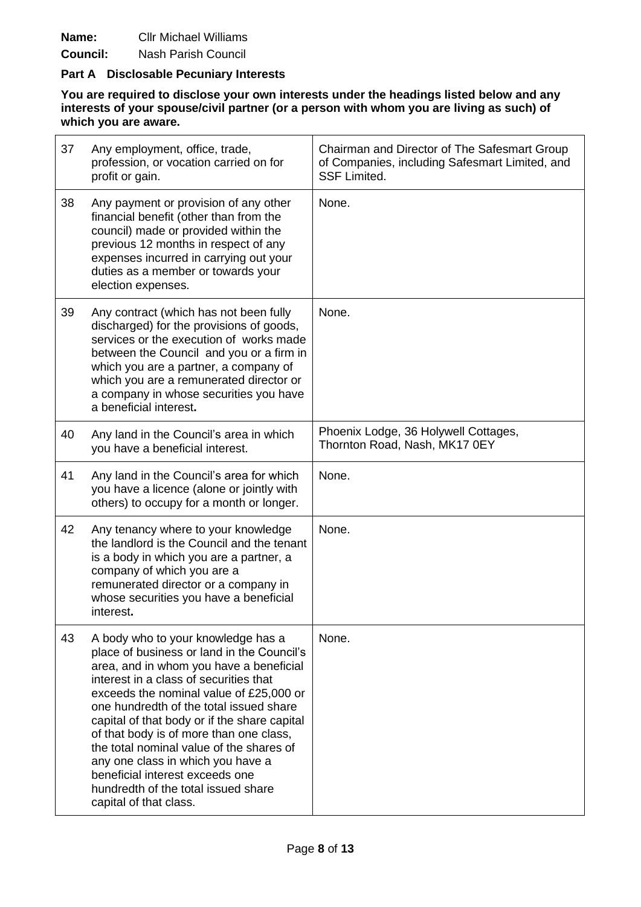**Name:** Cllr Michael Williams

**Council:** Nash Parish Council

**Part A Disclosable Pecuniary Interests**

**You are required to disclose your own interests under the headings listed below and any interests of your spouse/civil partner (or a person with whom you are living as such) of which you are aware.**

| | | |
|---|---|---|
| 37 | Any employment, office, trade, profession, or vocation carried on for profit or gain. | Chairman and Director of The Safesmart Group of Companies, including Safesmart Limited, and SSF Limited. |
| 38 | Any payment or provision of any other financial benefit (other than from the council) made or provided within the previous 12 months in respect of any expenses incurred in carrying out your duties as a member or towards your election expenses. | None. |
| 39 | Any contract (which has not been fully discharged) for the provisions of goods, services or the execution of works made between the Council and you or a firm in which you are a partner, a company of which you are a remunerated director or a company in whose securities you have a beneficial interest**.** | None. |
| 40 | Any land in the Council's area in which you have a beneficial interest. | Phoenix Lodge, 36 Holywell Cottages, Thornton Road, Nash, MK17 0EY |
| 41 | Any land in the Council's area for which you have a licence (alone or jointly with others) to occupy for a month or longer. | None. |
| 42 | Any tenancy where to your knowledge the landlord is the Council and the tenant is a body in which you are a partner, a company of which you are a remunerated director or a company in whose securities you have a beneficial interest**.** | None. |
| 43 | A body who to your knowledge has a place of business or land in the Council's area, and in whom you have a beneficial interest in a class of securities that exceeds the nominal value of £25,000 or one hundredth of the total issued share capital of that body or if the share capital of that body is of more than one class, the total nominal value of the shares of any one class in which you have a beneficial interest exceeds one hundredth of the total issued share capital of that class. | None. |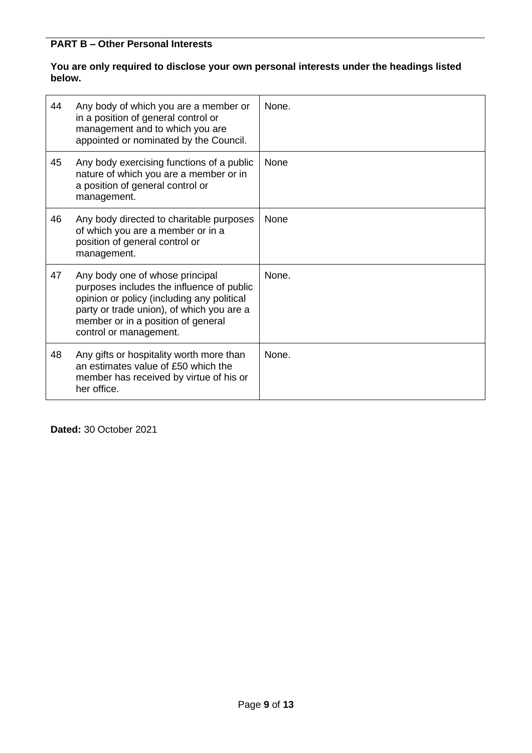**PART B – Other Personal Interests**

**You are only required to disclose your own personal interests under the headings listed below.**

| | | |
|---|---|---|
| 44 | Any body of which you are a member or in a position of general control or management and to which you are appointed or nominated by the Council. | None. |
| 45 | Any body exercising functions of a public nature of which you are a member or in a position of general control or management. | None |
| 46 | Any body directed to charitable purposes of which you are a member or in a position of general control or management. | None |
| 47 | Any body one of whose principal purposes includes the influence of public opinion or policy (including any political party or trade union), of which you are a member or in a position of general control or management. | None. |
| 48 | Any gifts or hospitality worth more than an estimates value of £50 which the member has received by virtue of his or her office. | None. |

**Dated:** 30 October 2021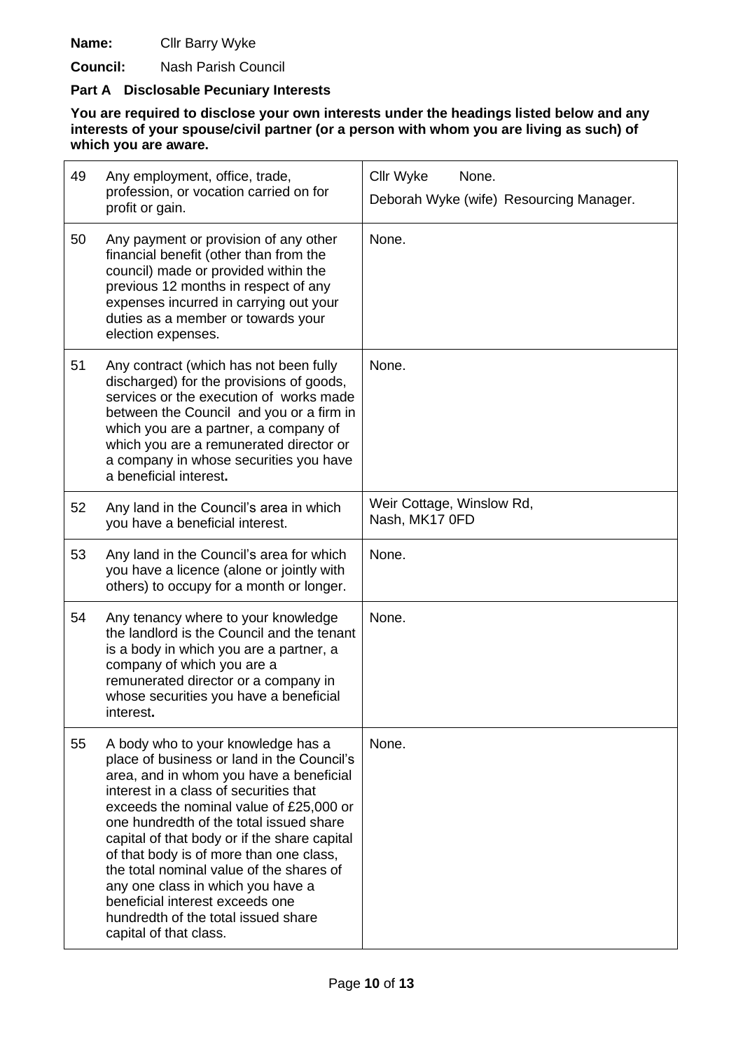**Name:** Cllr Barry Wyke

**Council:** Nash Parish Council

**Part A Disclosable Pecuniary Interests**

**You are required to disclose your own interests under the headings listed below and any interests of your spouse/civil partner (or a person with whom you are living as such) of which you are aware.**

| | | |
|---|---|---|
| 49 | Any employment, office, trade, profession, or vocation carried on for profit or gain. | Cllr Wyke None.<br>Deborah Wyke (wife) Resourcing Manager. |
| 50 | Any payment or provision of any other financial benefit (other than from the council) made or provided within the previous 12 months in respect of any expenses incurred in carrying out your duties as a member or towards your election expenses. | None. |
| 51 | Any contract (which has not been fully discharged) for the provisions of goods, services or the execution of works made between the Council and you or a firm in which you are a partner, a company of which you are a remunerated director or a company in whose securities you have a beneficial interest**.** | None. |
| 52 | Any land in the Council's area in which you have a beneficial interest. | Weir Cottage, Winslow Rd, Nash, MK17 0FD |
| 53 | Any land in the Council's area for which you have a licence (alone or jointly with others) to occupy for a month or longer. | None. |
| 54 | Any tenancy where to your knowledge the landlord is the Council and the tenant is a body in which you are a partner, a company of which you are a remunerated director or a company in whose securities you have a beneficial interest**.** | None. |
| 55 | A body who to your knowledge has a place of business or land in the Council's area, and in whom you have a beneficial interest in a class of securities that exceeds the nominal value of £25,000 or one hundredth of the total issued share capital of that body or if the share capital of that body is of more than one class, the total nominal value of the shares of any one class in which you have a beneficial interest exceeds one hundredth of the total issued share capital of that class. | None. |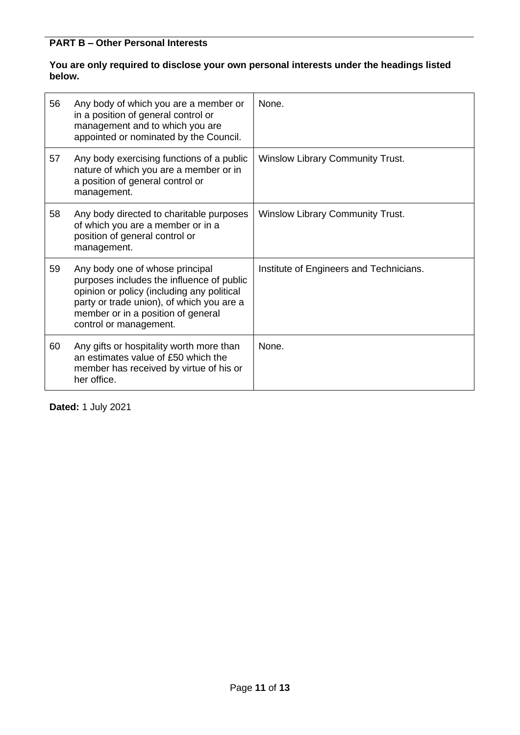**PART B – Other Personal Interests**

**You are only required to disclose your own personal interests under the headings listed below.**

| | | |
|---|---|---|
| 56 | Any body of which you are a member or in a position of general control or management and to which you are appointed or nominated by the Council. | None. |
| 57 | Any body exercising functions of a public nature of which you are a member or in a position of general control or management. | Winslow Library Community Trust. |
| 58 | Any body directed to charitable purposes of which you are a member or in a position of general control or management. | Winslow Library Community Trust. |
| 59 | Any body one of whose principal purposes includes the influence of public opinion or policy (including any political party or trade union), of which you are a member or in a position of general control or management. | Institute of Engineers and Technicians. |
| 60 | Any gifts or hospitality worth more than an estimates value of £50 which the member has received by virtue of his or her office. | None. |

**Dated:** 1 July 2021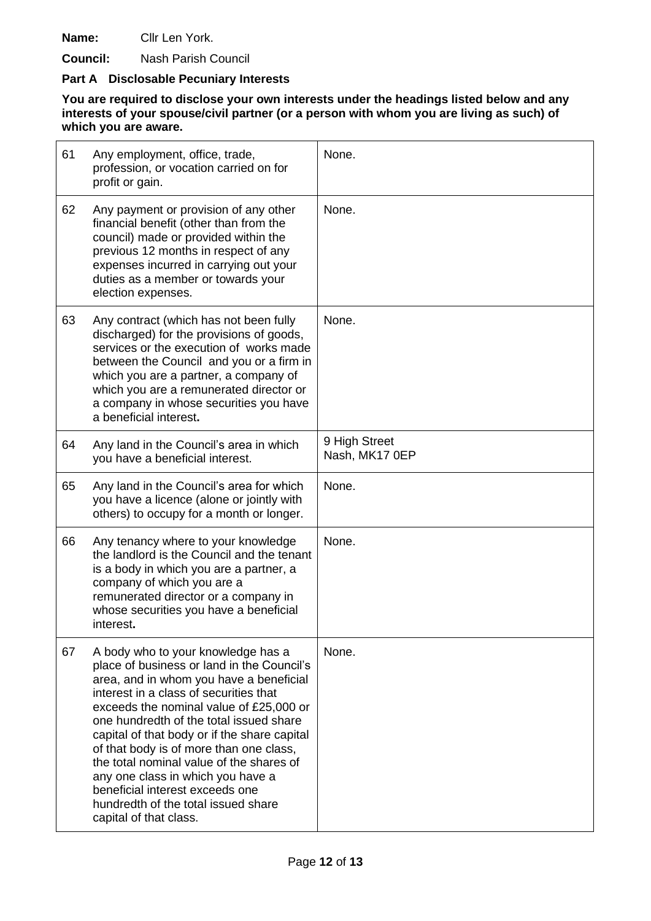**Name:** Cllr Len York.

**Council:** Nash Parish Council

**Part A Disclosable Pecuniary Interests**

**You are required to disclose your own interests under the headings listed below and any interests of your spouse/civil partner (or a person with whom you are living as such) of which you are aware.**

| | | |
|---|---|---|
| 61 | Any employment, office, trade, profession, or vocation carried on for profit or gain. | None. |
| 62 | Any payment or provision of any other financial benefit (other than from the council) made or provided within the previous 12 months in respect of any expenses incurred in carrying out your duties as a member or towards your election expenses. | None. |
| 63 | Any contract (which has not been fully discharged) for the provisions of goods, services or the execution of works made between the Council and you or a firm in which you are a partner, a company of which you are a remunerated director or a company in whose securities you have a beneficial interest**.** | None. |
| 64 | Any land in the Council's area in which you have a beneficial interest. | 9 High Street Nash, MK17 0EP |
| 65 | Any land in the Council's area for which you have a licence (alone or jointly with others) to occupy for a month or longer. | None. |
| 66 | Any tenancy where to your knowledge the landlord is the Council and the tenant is a body in which you are a partner, a company of which you are a remunerated director or a company in whose securities you have a beneficial interest**.** | None. |
| 67 | A body who to your knowledge has a place of business or land in the Council's area, and in whom you have a beneficial interest in a class of securities that exceeds the nominal value of £25,000 or one hundredth of the total issued share capital of that body or if the share capital of that body is of more than one class, the total nominal value of the shares of any one class in which you have a beneficial interest exceeds one hundredth of the total issued share capital of that class. | None. |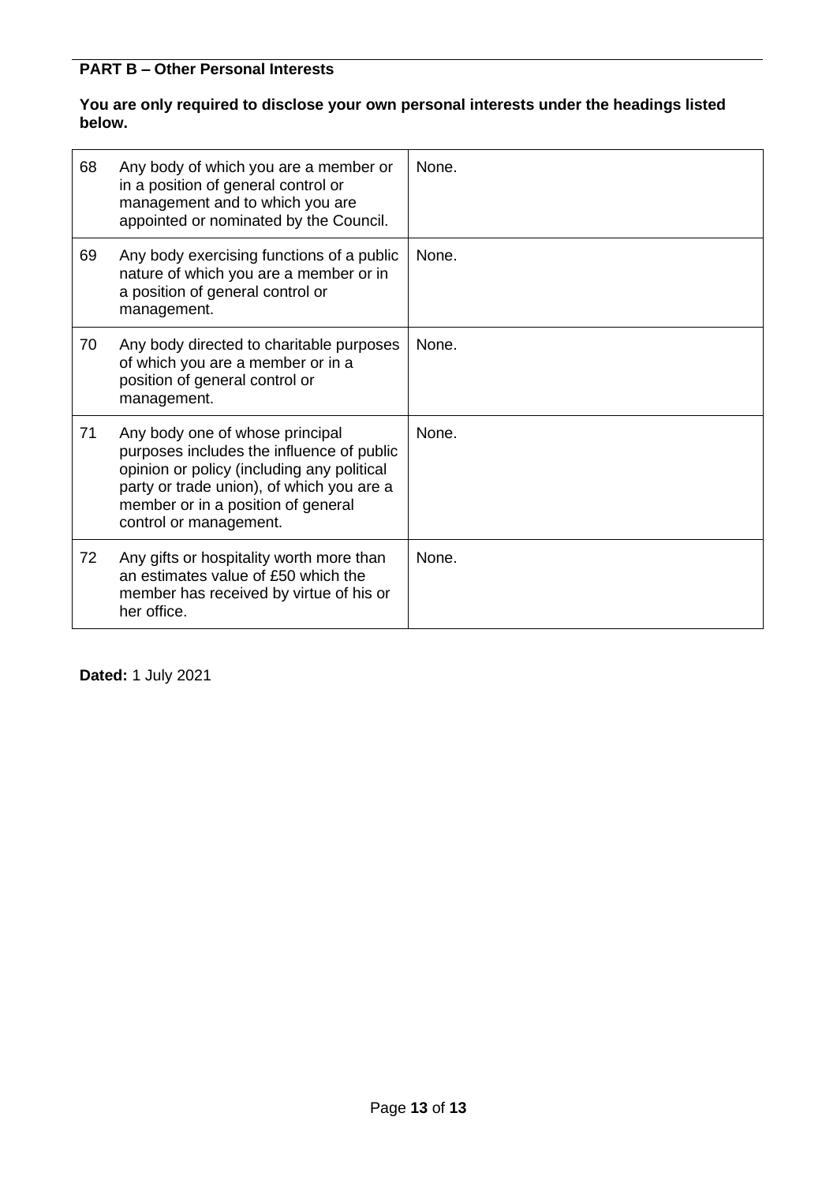## PART B – Other Personal Interests

**You are only required to disclose your own personal interests under the headings listed below.**

| | | |
|---|---|---|
| 68 | Any body of which you are a member or in a position of general control or management and to which you are appointed or nominated by the Council. | None. |
| 69 | Any body exercising functions of a public nature of which you are a member or in a position of general control or management. | None. |
| 70 | Any body directed to charitable purposes of which you are a member or in a position of general control or management. | None. |
| 71 | Any body one of whose principal purposes includes the influence of public opinion or policy (including any political party or trade union), of which you are a member or in a position of general control or management. | None. |
| 72 | Any gifts or hospitality worth more than an estimates value of £50 which the member has received by virtue of his or her office. | None. |

**Dated:** 1 July 2021